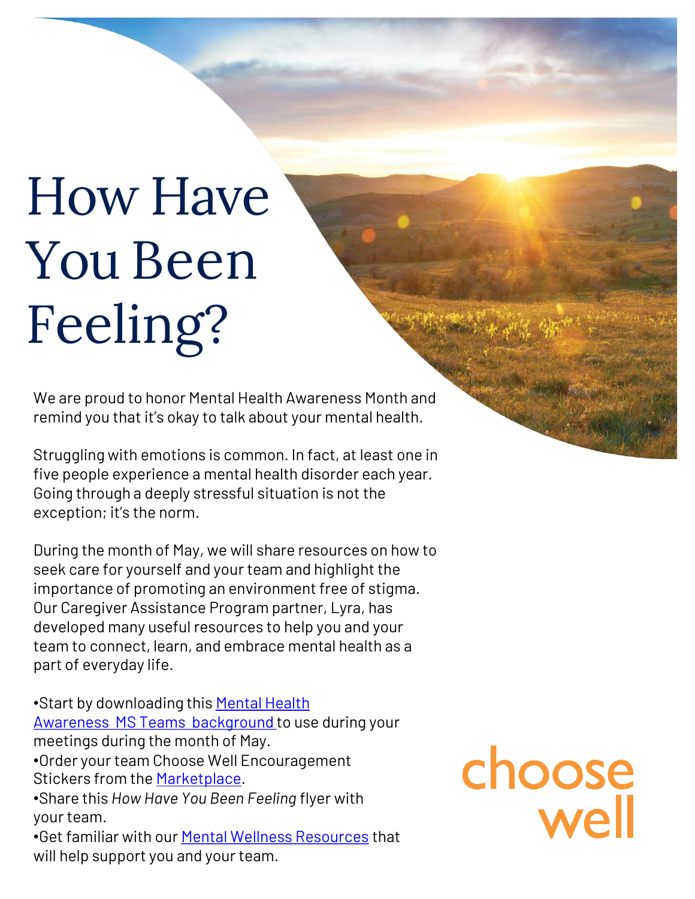# How Have You Been Feeling?

We are proud to honor Mental Health Awareness Month and remind you that it's okay to talk about your mental health.

Struggling with emotions is common. In fact, at least one in five people experience a mental health disorder each year. Going through a deeply stressful situation is not the exception; it's the norm.

During the month of May, we will share resources on how to seek care for yourself and your team and highlight the importance of promoting an environment free of stigma. Our Caregiver Assistance Program partner, Lyra, has developed many useful resources to help you and your team to connect, learn, and embrace mental health as a part of everyday life.

- Start by downloading this Mental Health Awareness MS Teams background to use during your meetings during the month of May.
- Order your team Choose Well Encouragement Stickers from the Marketplace.
- Share this *How Have You Been Feeling* flyer with your team.
- Get familiar with our Mental Wellness Resources that will help support you and your team.

choose well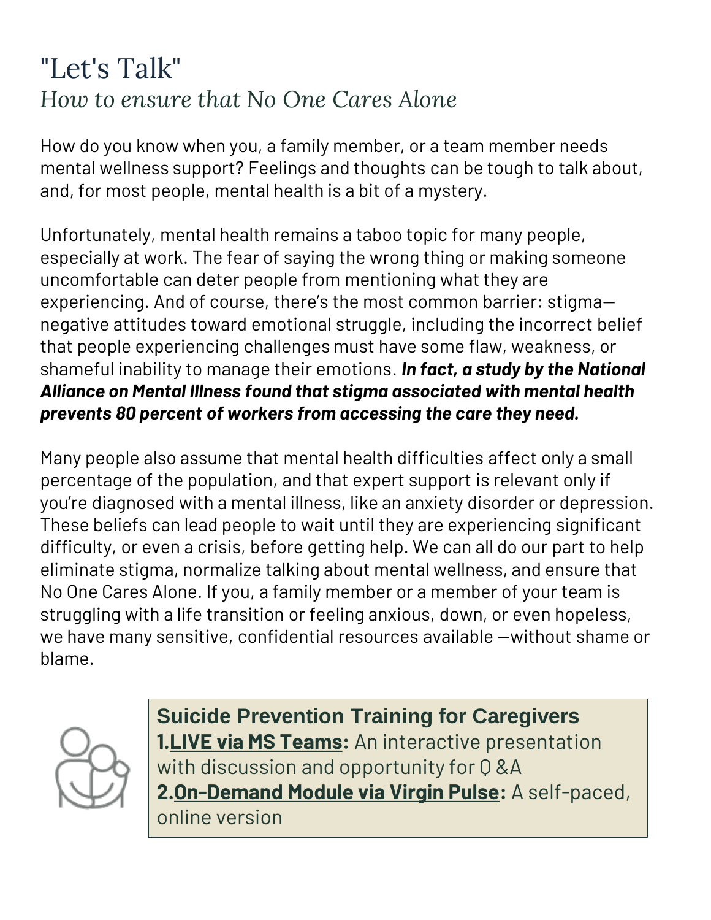# "Let's Talk"

## *How to ensure that No One Cares Alone*

How do you know when you, a family member, or a team member needs mental wellness support? Feelings and thoughts can be tough to talk about, and, for most people, mental health is a bit of a mystery.

Unfortunately, mental health remains a taboo topic for many people, especially at work. The fear of saying the wrong thing or making someone uncomfortable can deter people from mentioning what they are experiencing. And of course, there's the most common barrier: stigma—negative attitudes toward emotional struggle, including the incorrect belief that people experiencing challenges must have some flaw, weakness, or shameful inability to manage their emotions. ***In fact, a study by the National Alliance on Mental Illness found that stigma associated with mental health prevents 80 percent of workers from accessing the care they need.***

Many people also assume that mental health difficulties affect only a small percentage of the population, and that expert support is relevant only if you're diagnosed with a mental illness, like an anxiety disorder or depression. These beliefs can lead people to wait until they are experiencing significant difficulty, or even a crisis, before getting help. We can all do our part to help eliminate stigma, normalize talking about mental wellness, and ensure that No One Cares Alone. If you, a family member or a member of your team is struggling with a life transition or feeling anxious, down, or even hopeless, we have many sensitive, confidential resources available —without shame or blame.

**Suicide Prevention Training for Caregivers**

1. **LIVE via MS Teams:** An interactive presentation with discussion and opportunity for Q &A
2. **On-Demand Module via Virgin Pulse:** A self-paced, online version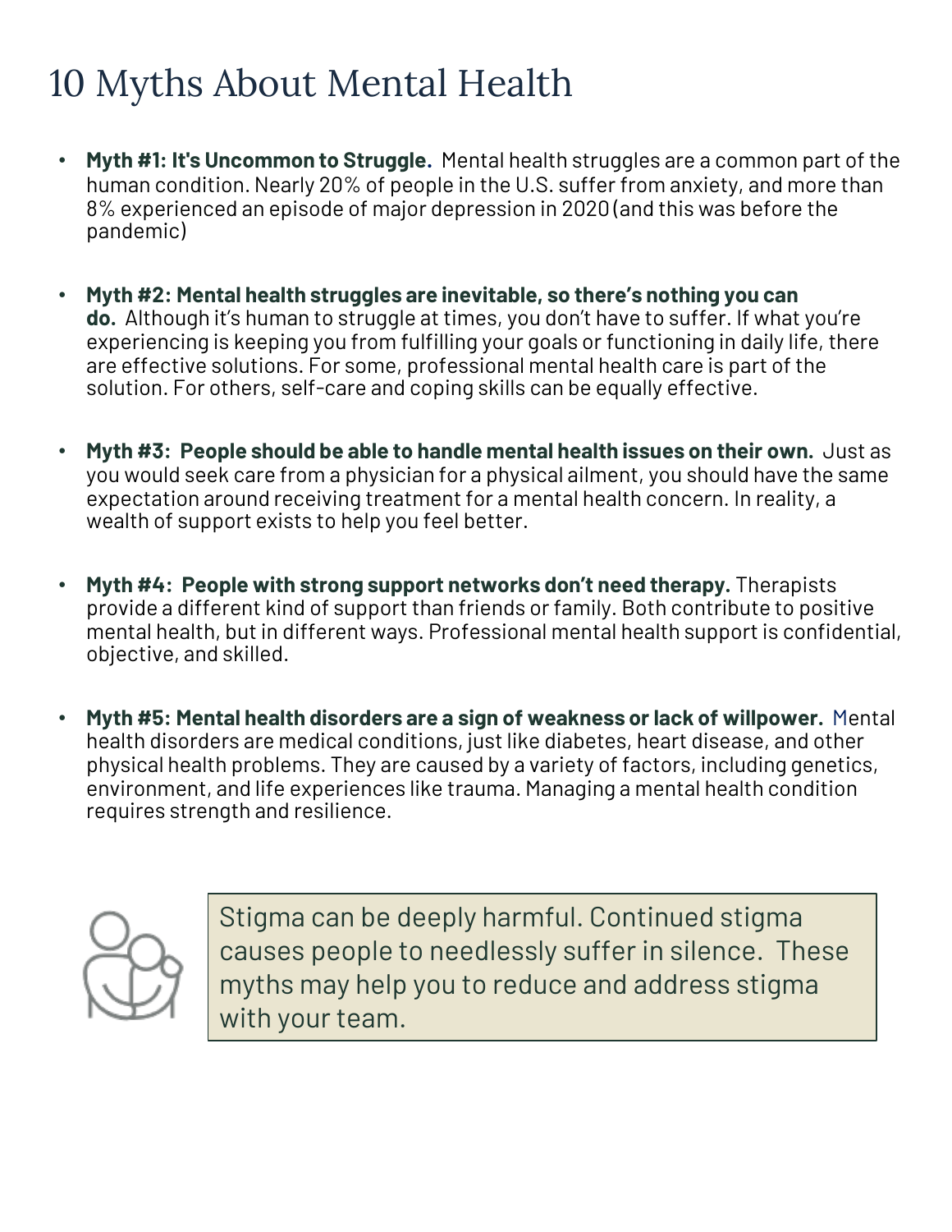# 10 Myths About Mental Health

- **Myth #1: It's Uncommon to Struggle.** Mental health struggles are a common part of the human condition. Nearly 20% of people in the U.S. suffer from anxiety, and more than 8% experienced an episode of major depression in 2020 (and this was before the pandemic)

- **Myth #2: Mental health struggles are inevitable, so there's nothing you can do.** Although it's human to struggle at times, you don't have to suffer. If what you're experiencing is keeping you from fulfilling your goals or functioning in daily life, there are effective solutions. For some, professional mental health care is part of the solution. For others, self-care and coping skills can be equally effective.

- **Myth #3: People should be able to handle mental health issues on their own.** Just as you would seek care from a physician for a physical ailment, you should have the same expectation around receiving treatment for a mental health concern. In reality, a wealth of support exists to help you feel better.

- **Myth #4: People with strong support networks don't need therapy.** Therapists provide a different kind of support than friends or family. Both contribute to positive mental health, but in different ways. Professional mental health support is confidential, objective, and skilled.

- **Myth #5: Mental health disorders are a sign of weakness or lack of willpower.** Mental health disorders are medical conditions, just like diabetes, heart disease, and other physical health problems. They are caused by a variety of factors, including genetics, environment, and life experiences like trauma. Managing a mental health condition requires strength and resilience.

Stigma can be deeply harmful. Continued stigma causes people to needlessly suffer in silence. These myths may help you to reduce and address stigma with your team.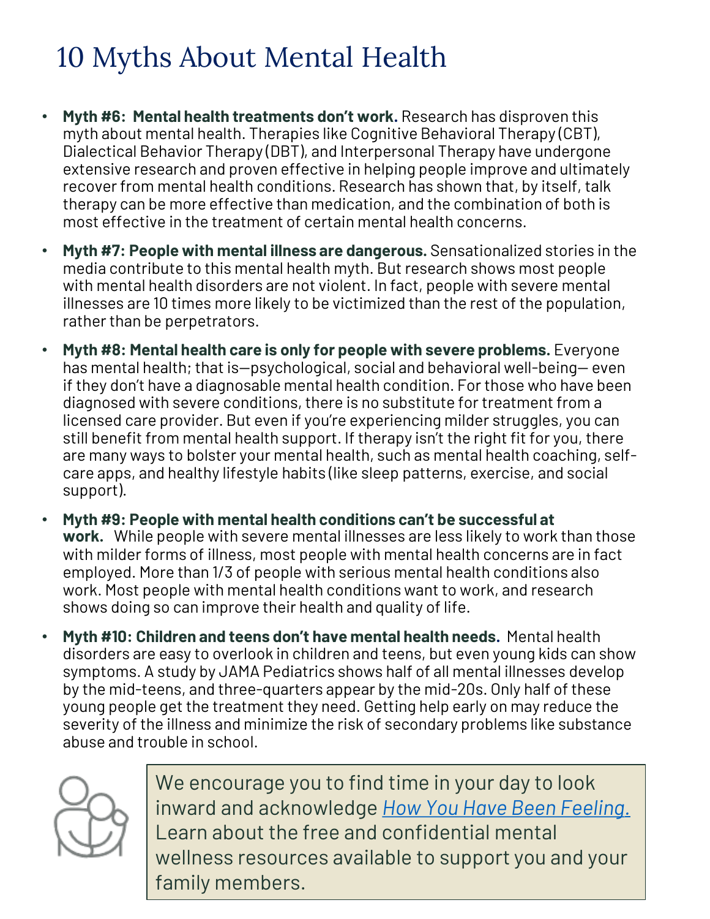# 10 Myths About Mental Health

- **Myth #6: Mental health treatments don't work.** Research has disproven this myth about mental health. Therapies like Cognitive Behavioral Therapy (CBT), Dialectical Behavior Therapy (DBT), and Interpersonal Therapy have undergone extensive research and proven effective in helping people improve and ultimately recover from mental health conditions. Research has shown that, by itself, talk therapy can be more effective than medication, and the combination of both is most effective in the treatment of certain mental health concerns.
- **Myth #7: People with mental illness are dangerous.** Sensationalized stories in the media contribute to this mental health myth. But research shows most people with mental health disorders are not violent. In fact, people with severe mental illnesses are 10 times more likely to be victimized than the rest of the population, rather than be perpetrators.
- **Myth #8: Mental health care is only for people with severe problems.** Everyone has mental health; that is—psychological, social and behavioral well-being— even if they don't have a diagnosable mental health condition. For those who have been diagnosed with severe conditions, there is no substitute for treatment from a licensed care provider. But even if you're experiencing milder struggles, you can still benefit from mental health support. If therapy isn't the right fit for you, there are many ways to bolster your mental health, such as mental health coaching, self-care apps, and healthy lifestyle habits (like sleep patterns, exercise, and social support).
- **Myth #9: People with mental health conditions can't be successful at work.** While people with severe mental illnesses are less likely to work than those with milder forms of illness, most people with mental health concerns are in fact employed. More than 1/3 of people with serious mental health conditions also work. Most people with mental health conditions want to work, and research shows doing so can improve their health and quality of life.
- **Myth #10: Children and teens don't have mental health needs.** Mental health disorders are easy to overlook in children and teens, but even young kids can show symptoms. A study by JAMA Pediatrics shows half of all mental illnesses develop by the mid-teens, and three-quarters appear by the mid-20s. Only half of these young people get the treatment they need. Getting help early on may reduce the severity of the illness and minimize the risk of secondary problems like substance abuse and trouble in school.

We encourage you to find time in your day to look inward and acknowledge *How You Have Been Feeling.* Learn about the free and confidential mental wellness resources available to support you and your family members.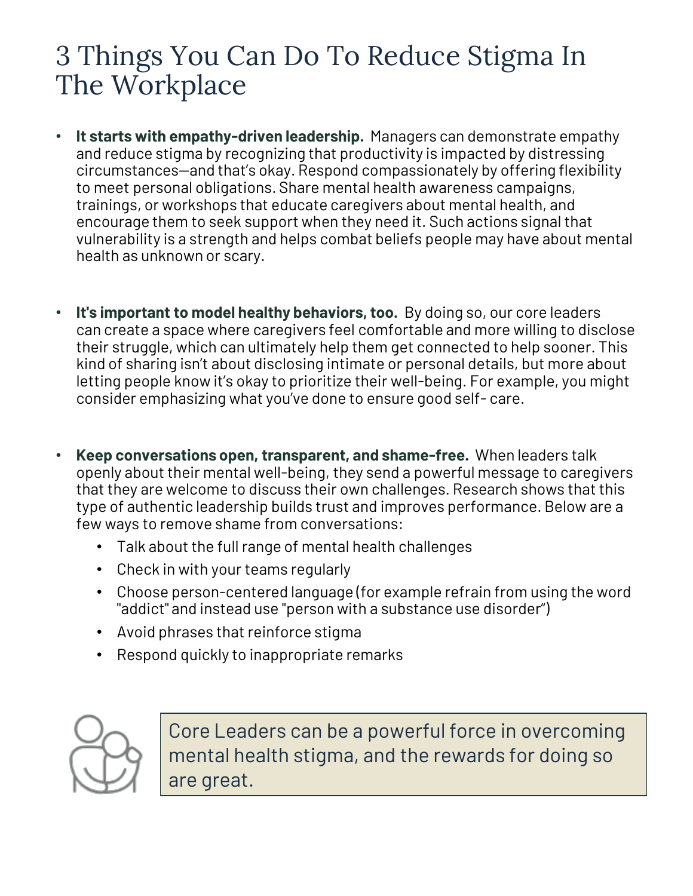# 3 Things You Can Do To Reduce Stigma In The Workplace

- **It starts with empathy-driven leadership.** Managers can demonstrate empathy and reduce stigma by recognizing that productivity is impacted by distressing circumstances—and that's okay. Respond compassionately by offering flexibility to meet personal obligations. Share mental health awareness campaigns, trainings, or workshops that educate caregivers about mental health, and encourage them to seek support when they need it. Such actions signal that vulnerability is a strength and helps combat beliefs people may have about mental health as unknown or scary.

- **It's important to model healthy behaviors, too.** By doing so, our core leaders can create a space where caregivers feel comfortable and more willing to disclose their struggle, which can ultimately help them get connected to help sooner. This kind of sharing isn't about disclosing intimate or personal details, but more about letting people know it's okay to prioritize their well-being. For example, you might consider emphasizing what you've done to ensure good self- care.

- **Keep conversations open, transparent, and shame-free.** When leaders talk openly about their mental well-being, they send a powerful message to caregivers that they are welcome to discuss their own challenges. Research shows that this type of authentic leadership builds trust and improves performance. Below are a few ways to remove shame from conversations:
  - Talk about the full range of mental health challenges
  - Check in with your teams regularly
  - Choose person-centered language (for example refrain from using the word "addict" and instead use "person with a substance use disorder")
  - Avoid phrases that reinforce stigma
  - Respond quickly to inappropriate remarks

Core Leaders can be a powerful force in overcoming mental health stigma, and the rewards for doing so are great.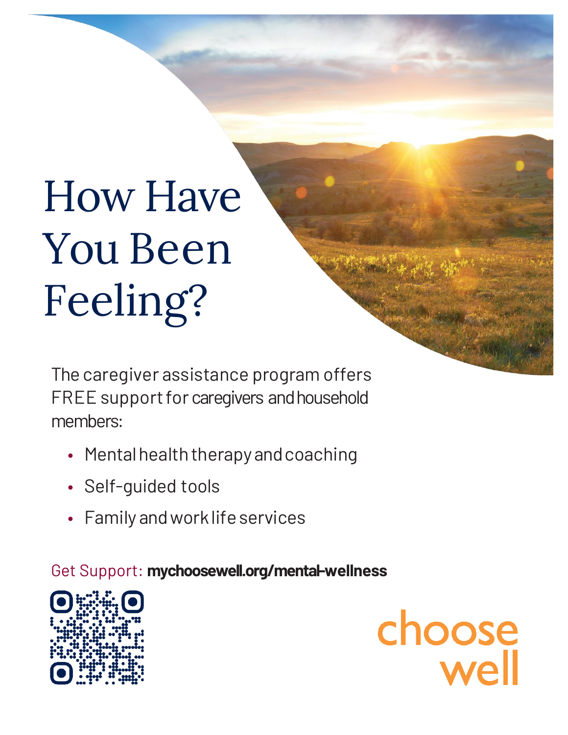# How Have You Been Feeling?

The caregiver assistance program offers FREE support for caregivers and household members:

- Mental health therapy and coaching
- Self-guided tools
- Family and work life services

Get Support: **mychoosewell.org/mental-wellness**

choose well